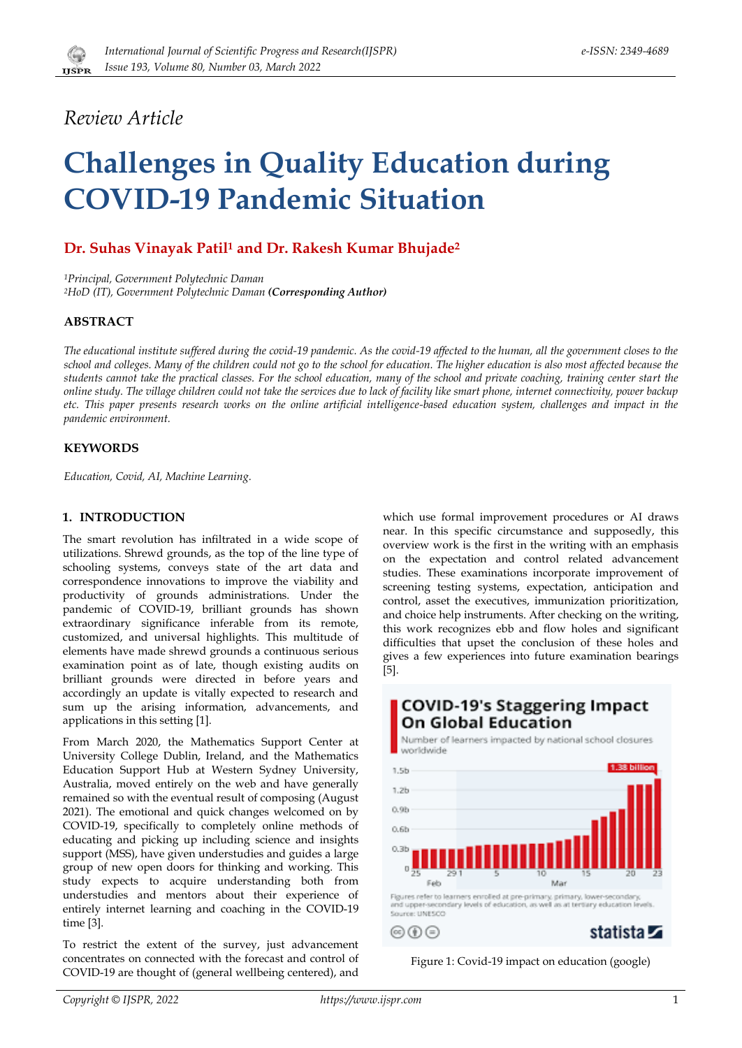*Review Article*

# Challenges in Quality Education during COVID-19 Pandemic Situation

**Dr. Suhas Vinayak Patil[1] and Dr. Rakesh Kumar Bhujade[2]**

*[1]Principal, Government Polytechnic Daman*
*[2]HoD (IT), Government Polytechnic Daman **(Corresponding Author)***

## ABSTRACT

*The educational institute suffered during the covid-19 pandemic. As the covid-19 affected to the human, all the government closes to the school and colleges. Many of the children could not go to the school for education. The higher education is also most affected because the students cannot take the practical classes. For the school education, many of the school and private coaching, training center start the online study. The village children could not take the services due to lack of facility like smart phone, internet connectivity, power backup etc. This paper presents research works on the online artificial intelligence-based education system, challenges and impact in the pandemic environment.*

## KEYWORDS

*Education, Covid, AI, Machine Learning.*

## 1. INTRODUCTION

The smart revolution has infiltrated in a wide scope of utilizations. Shrewd grounds, as the top of the line type of schooling systems, conveys state of the art data and correspondence innovations to improve the viability and productivity of grounds administrations. Under the pandemic of COVID-19, brilliant grounds has shown extraordinary significance inferable from its remote, customized, and universal highlights. This multitude of elements have made shrewd grounds a continuous serious examination point as of late, though existing audits on brilliant grounds were directed in before years and accordingly an update is vitally expected to research and sum up the arising information, advancements, and applications in this setting [1].

From March 2020, the Mathematics Support Center at University College Dublin, Ireland, and the Mathematics Education Support Hub at Western Sydney University, Australia, moved entirely on the web and have generally remained so with the eventual result of composing (August 2021). The emotional and quick changes welcomed on by COVID-19, specifically to completely online methods of educating and picking up including science and insights support (MSS), have given understudies and guides a large group of new open doors for thinking and working. This study expects to acquire understanding both from understudies and mentors about their experience of entirely internet learning and coaching in the COVID-19 time [3].

To restrict the extent of the survey, just advancement concentrates on connected with the forecast and control of COVID-19 are thought of (general wellbeing centered), and which use formal improvement procedures or AI draws near. In this specific circumstance and supposedly, this overview work is the first in the writing with an emphasis on the expectation and control related advancement studies. These examinations incorporate improvement of screening testing systems, expectation, anticipation and control, asset the executives, immunization prioritization, and choice help instruments. After checking on the writing, this work recognizes ebb and flow holes and significant difficulties that upset the conclusion of these holes and gives a few experiences into future examination bearings [5].

Figure 1: Covid-19 impact on education (google)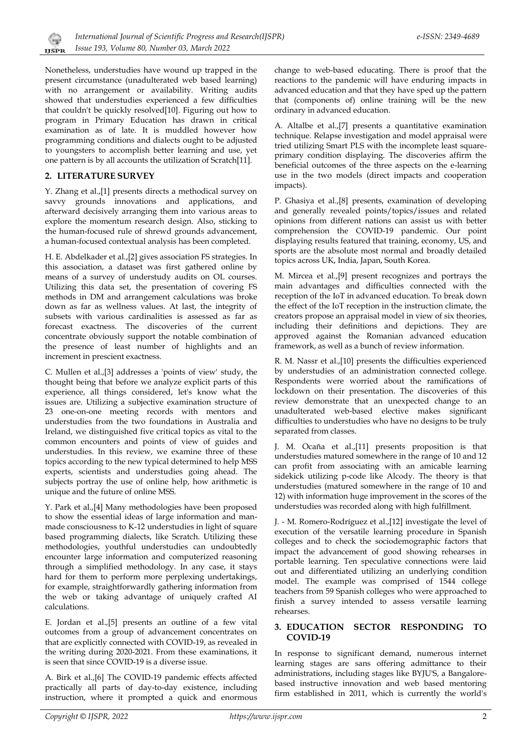Nonetheless, understudies have wound up trapped in the present circumstance (unadulterated web based learning) with no arrangement or availability. Writing audits showed that understudies experienced a few difficulties that couldn't be quickly resolved[10]. Figuring out how to program in Primary Education has drawn in critical examination as of late. It is muddled however how programming conditions and dialects ought to be adjusted to youngsters to accomplish better learning and use, yet one pattern is by all accounts the utilization of Scratch[11].

## 2. LITERATURE SURVEY

Y. Zhang et al.,[1] presents directs a methodical survey on savvy grounds innovations and applications, and afterward decisively arranging them into various areas to explore the momentum research design. Also, sticking to the human-focused rule of shrewd grounds advancement, a human-focused contextual analysis has been completed.

H. E. Abdelkader et al.,[2] gives association FS strategies. In this association, a dataset was first gathered online by means of a survey of understudy audits on OL courses. Utilizing this data set, the presentation of covering FS methods in DM and arrangement calculations was broke down as far as wellness values. At last, the integrity of subsets with various cardinalities is assessed as far as forecast exactness. The discoveries of the current concentrate obviously support the notable combination of the presence of least number of highlights and an increment in prescient exactness.

C. Mullen et al.,[3] addresses a 'points of view' study, the thought being that before we analyze explicit parts of this experience, all things considered, let's know what the issues are. Utilizing a subjective examination structure of 23 one-on-one meeting records with mentors and understudies from the two foundations in Australia and Ireland, we distinguished five critical topics as vital to the common encounters and points of view of guides and understudies. In this review, we examine three of these topics according to the new typical determined to help MSS experts, scientists and understudies going ahead. The subjects portray the use of online help, how arithmetic is unique and the future of online MSS.

Y. Park et al.,[4] Many methodologies have been proposed to show the essential ideas of large information and man-made consciousness to K-12 understudies in light of square based programming dialects, like Scratch. Utilizing these methodologies, youthful understudies can undoubtedly encounter large information and computerized reasoning through a simplified methodology. In any case, it stays hard for them to perform more perplexing undertakings, for example, straightforwardly gathering information from the web or taking advantage of uniquely crafted AI calculations.

E. Jordan et al.,[5] presents an outline of a few vital outcomes from a group of advancement concentrates on that are explicitly connected with COVID-19, as revealed in the writing during 2020-2021. From these examinations, it is seen that since COVID-19 is a diverse issue.

A. Birk et al.,[6] The COVID-19 pandemic effects affected practically all parts of day-to-day existence, including instruction, where it prompted a quick and enormous change to web-based educating. There is proof that the reactions to the pandemic will have enduring impacts in advanced education and that they have sped up the pattern that (components of) online training will be the new ordinary in advanced education.

A. Altalbe et al.,[7] presents a quantitative examination technique. Relapse investigation and model appraisal were tried utilizing Smart PLS with the incomplete least square-primary condition displaying. The discoveries affirm the beneficial outcomes of the three aspects on the e-learning use in the two models (direct impacts and cooperation impacts).

P. Ghasiya et al.,[8] presents, examination of developing and generally revealed points/topics/issues and related opinions from different nations can assist us with better comprehension the COVID-19 pandemic. Our point displaying results featured that training, economy, US, and sports are the absolute most normal and broadly detailed topics across UK, India, Japan, South Korea.

M. Mircea et al.,[9] present recognizes and portrays the main advantages and difficulties connected with the reception of the IoT in advanced education. To break down the effect of the IoT reception in the instruction climate, the creators propose an appraisal model in view of six theories, including their definitions and depictions. They are approved against the Romanian advanced education framework, as well as a bunch of review information.

R. M. Nassr et al.,[10] presents the difficulties experienced by understudies of an administration connected college. Respondents were worried about the ramifications of lockdown on their presentation. The discoveries of this review demonstrate that an unexpected change to an unadulterated web-based elective makes significant difficulties to understudies who have no designs to be truly separated from classes.

J. M. Ocaña et al.,[11] presents proposition is that understudies matured somewhere in the range of 10 and 12 can profit from associating with an amicable learning sidekick utilizing p-code like Alcody. The theory is that understudies (matured somewhere in the range of 10 and 12) with information huge improvement in the scores of the understudies was recorded along with high fulfillment.

J. - M. Romero-Rodríguez et al.,[12] investigate the level of execution of the versatile learning procedure in Spanish colleges and to check the sociodemographic factors that impact the advancement of good showing rehearses in portable learning. Ten speculative connections were laid out and differentiated utilizing an underlying condition model. The example was comprised of 1544 college teachers from 59 Spanish colleges who were approached to finish a survey intended to assess versatile learning rehearses.

## 3. EDUCATION SECTOR RESPONDING TO COVID-19

In response to significant demand, numerous internet learning stages are sans offering admittance to their administrations, including stages like BYJU'S, a Bangalore-based instructive innovation and web based mentoring firm established in 2011, which is currently the world's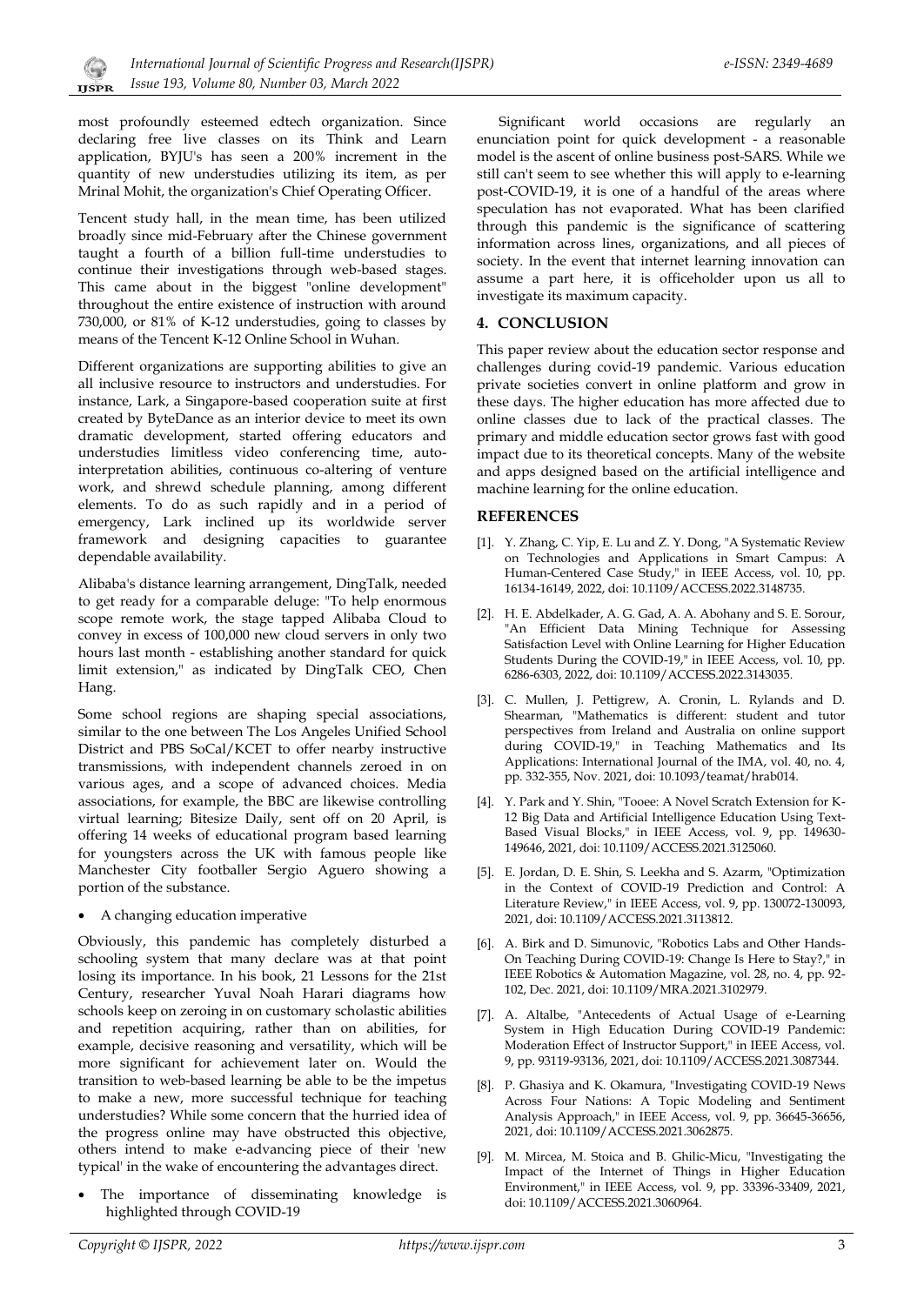most profoundly esteemed edtech organization. Since declaring free live classes on its Think and Learn application, BYJU's has seen a 200% increment in the quantity of new understudies utilizing its item, as per Mrinal Mohit, the organization's Chief Operating Officer.

Tencent study hall, in the mean time, has been utilized broadly since mid-February after the Chinese government taught a fourth of a billion full-time understudies to continue their investigations through web-based stages. This came about in the biggest "online development" throughout the entire existence of instruction with around 730,000, or 81% of K-12 understudies, going to classes by means of the Tencent K-12 Online School in Wuhan.

Different organizations are supporting abilities to give an all inclusive resource to instructors and understudies. For instance, Lark, a Singapore-based cooperation suite at first created by ByteDance as an interior device to meet its own dramatic development, started offering educators and understudies limitless video conferencing time, auto-interpretation abilities, continuous co-altering of venture work, and shrewd schedule planning, among different elements. To do as such rapidly and in a period of emergency, Lark inclined up its worldwide server framework and designing capacities to guarantee dependable availability.

Alibaba's distance learning arrangement, DingTalk, needed to get ready for a comparable deluge: "To help enormous scope remote work, the stage tapped Alibaba Cloud to convey in excess of 100,000 new cloud servers in only two hours last month - establishing another standard for quick limit extension," as indicated by DingTalk CEO, Chen Hang.

Some school regions are shaping special associations, similar to the one between The Los Angeles Unified School District and PBS SoCal/KCET to offer nearby instructive transmissions, with independent channels zeroed in on various ages, and a scope of advanced choices. Media associations, for example, the BBC are likewise controlling virtual learning; Bitesize Daily, sent off on 20 April, is offering 14 weeks of educational program based learning for youngsters across the UK with famous people like Manchester City footballer Sergio Aguero showing a portion of the substance.

- A changing education imperative

Obviously, this pandemic has completely disturbed a schooling system that many declare was at that point losing its importance. In his book, 21 Lessons for the 21st Century, researcher Yuval Noah Harari diagrams how schools keep on zeroing in on customary scholastic abilities and repetition acquiring, rather than on abilities, for example, decisive reasoning and versatility, which will be more significant for achievement later on. Would the transition to web-based learning be able to be the impetus to make a new, more successful technique for teaching understudies? While some concern that the hurried idea of the progress online may have obstructed this objective, others intend to make e-advancing piece of their 'new typical' in the wake of encountering the advantages direct.

- The importance of disseminating knowledge is highlighted through COVID-19

Significant world occasions are regularly an enunciation point for quick development - a reasonable model is the ascent of online business post-SARS. While we still can't seem to see whether this will apply to e-learning post-COVID-19, it is one of a handful of the areas where speculation has not evaporated. What has been clarified through this pandemic is the significance of scattering information across lines, organizations, and all pieces of society. In the event that internet learning innovation can assume a part here, it is officeholder upon us all to investigate its maximum capacity.

## 4. CONCLUSION

This paper review about the education sector response and challenges during covid-19 pandemic. Various education private societies convert in online platform and grow in these days. The higher education has more affected due to online classes due to lack of the practical classes. The primary and middle education sector grows fast with good impact due to its theoretical concepts. Many of the website and apps designed based on the artificial intelligence and machine learning for the online education.

## REFERENCES

[1]. Y. Zhang, C. Yip, E. Lu and Z. Y. Dong, "A Systematic Review on Technologies and Applications in Smart Campus: A Human-Centered Case Study," in IEEE Access, vol. 10, pp. 16134-16149, 2022, doi: 10.1109/ACCESS.2022.3148735.

[2]. H. E. Abdelkader, A. G. Gad, A. A. Abohany and S. E. Sorour, "An Efficient Data Mining Technique for Assessing Satisfaction Level with Online Learning for Higher Education Students During the COVID-19," in IEEE Access, vol. 10, pp. 6286-6303, 2022, doi: 10.1109/ACCESS.2022.3143035.

[3]. C. Mullen, J. Pettigrew, A. Cronin, L. Rylands and D. Shearman, "Mathematics is different: student and tutor perspectives from Ireland and Australia on online support during COVID-19," in Teaching Mathematics and Its Applications: International Journal of the IMA, vol. 40, no. 4, pp. 332-355, Nov. 2021, doi: 10.1093/teamat/hrab014.

[4]. Y. Park and Y. Shin, "Tooee: A Novel Scratch Extension for K-12 Big Data and Artificial Intelligence Education Using Text-Based Visual Blocks," in IEEE Access, vol. 9, pp. 149630-149646, 2021, doi: 10.1109/ACCESS.2021.3125060.

[5]. E. Jordan, D. E. Shin, S. Leekha and S. Azarm, "Optimization in the Context of COVID-19 Prediction and Control: A Literature Review," in IEEE Access, vol. 9, pp. 130072-130093, 2021, doi: 10.1109/ACCESS.2021.3113812.

[6]. A. Birk and D. Simunovic, "Robotics Labs and Other Hands-On Teaching During COVID-19: Change Is Here to Stay?," in IEEE Robotics & Automation Magazine, vol. 28, no. 4, pp. 92-102, Dec. 2021, doi: 10.1109/MRA.2021.3102979.

[7]. A. Altalbe, "Antecedents of Actual Usage of e-Learning System in High Education During COVID-19 Pandemic: Moderation Effect of Instructor Support," in IEEE Access, vol. 9, pp. 93119-93136, 2021, doi: 10.1109/ACCESS.2021.3087344.

[8]. P. Ghasiya and K. Okamura, "Investigating COVID-19 News Across Four Nations: A Topic Modeling and Sentiment Analysis Approach," in IEEE Access, vol. 9, pp. 36645-36656, 2021, doi: 10.1109/ACCESS.2021.3062875.

[9]. M. Mircea, M. Stoica and B. Ghilic-Micu, "Investigating the Impact of the Internet of Things in Higher Education Environment," in IEEE Access, vol. 9, pp. 33396-33409, 2021, doi: 10.1109/ACCESS.2021.3060964.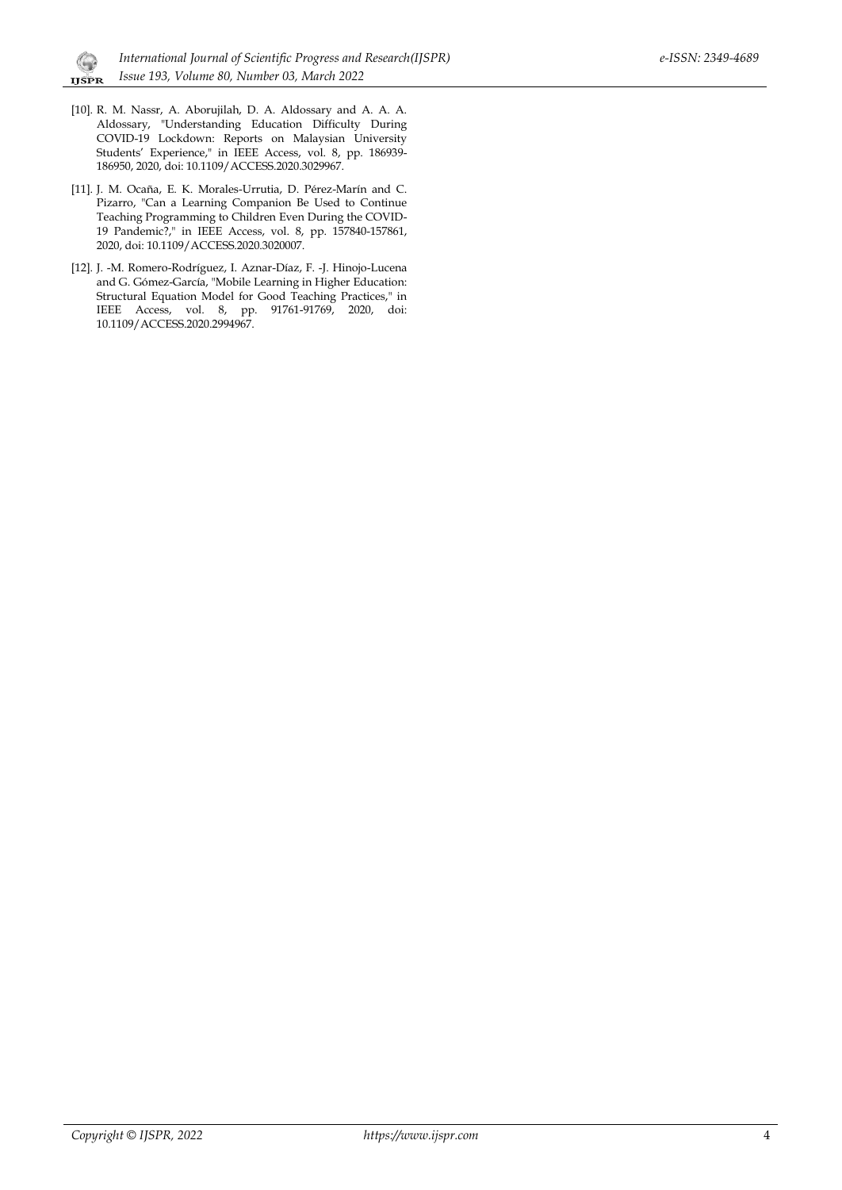[10]. R. M. Nassr, A. Aborujilah, D. A. Aldossary and A. A. A. Aldossary, "Understanding Education Difficulty During COVID-19 Lockdown: Reports on Malaysian University Students' Experience," in IEEE Access, vol. 8, pp. 186939-186950, 2020, doi: 10.1109/ACCESS.2020.3029967.

[11]. J. M. Ocaña, E. K. Morales-Urrutia, D. Pérez-Marín and C. Pizarro, "Can a Learning Companion Be Used to Continue Teaching Programming to Children Even During the COVID-19 Pandemic?," in IEEE Access, vol. 8, pp. 157840-157861, 2020, doi: 10.1109/ACCESS.2020.3020007.

[12]. J. -M. Romero-Rodríguez, I. Aznar-Díaz, F. -J. Hinojo-Lucena and G. Gómez-García, "Mobile Learning in Higher Education: Structural Equation Model for Good Teaching Practices," in IEEE Access, vol. 8, pp. 91761-91769, 2020, doi: 10.1109/ACCESS.2020.2994967.